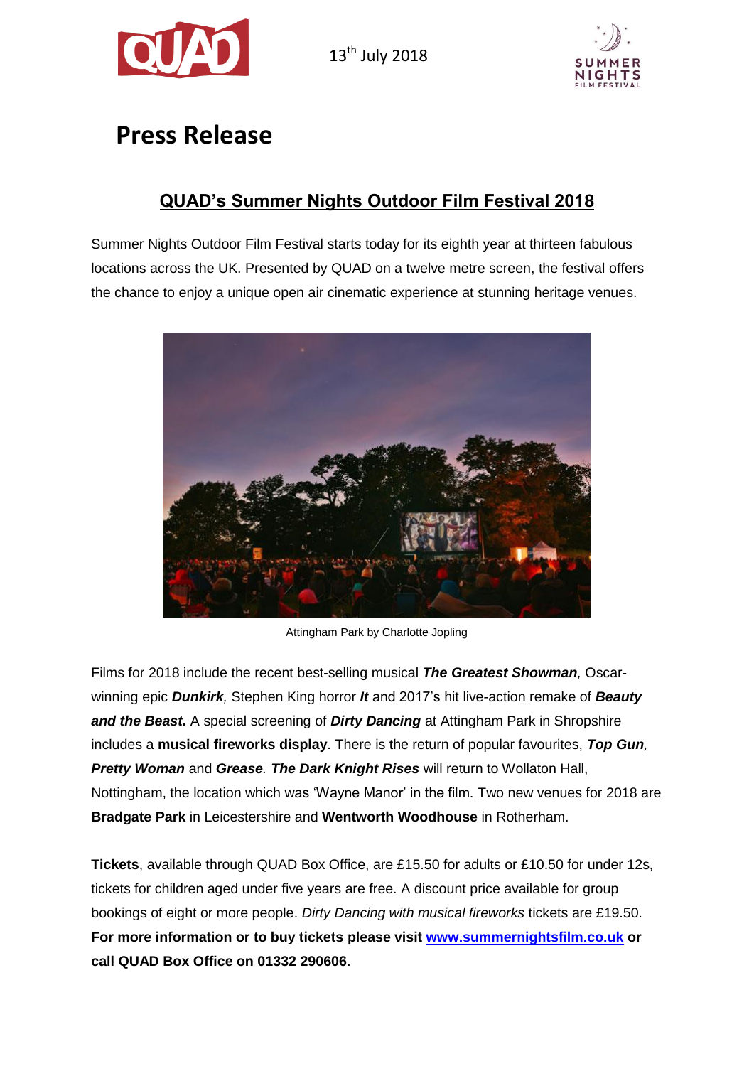13th July 2018

# Press Release

## QUAD's Summer Nights Outdoor Film Festival 2018

Summer Nights Outdoor Film Festival starts today for its eighth year at thirteen fabulous locations across the UK. Presented by QUAD on a twelve metre screen, the festival offers the chance to enjoy a unique open air cinematic experience at stunning heritage venues.

Attingham Park by Charlotte Jopling

Films for 2018 include the recent best-selling musical ***The Greatest Showman,*** Oscar-winning epic ***Dunkirk,*** Stephen King horror ***It*** and 2017's hit live-action remake of ***Beauty and the Beast.*** A special screening of ***Dirty Dancing*** at Attingham Park in Shropshire includes a **musical fireworks display**. There is the return of popular favourites, ***Top Gun, Pretty Woman*** and ***Grease. The Dark Knight Rises*** will return to Wollaton Hall, Nottingham, the location which was 'Wayne Manor' in the film. Two new venues for 2018 are **Bradgate Park** in Leicestershire and **Wentworth Woodhouse** in Rotherham.

**Tickets**, available through QUAD Box Office, are £15.50 for adults or £10.50 for under 12s, tickets for children aged under five years are free. A discount price available for group bookings of eight or more people. *Dirty Dancing with musical fireworks* tickets are £19.50. **For more information or to buy tickets please visit [www.summernightsfilm.co.uk](http://www.summernightsfilm.co.uk) or call QUAD Box Office on 01332 290606.**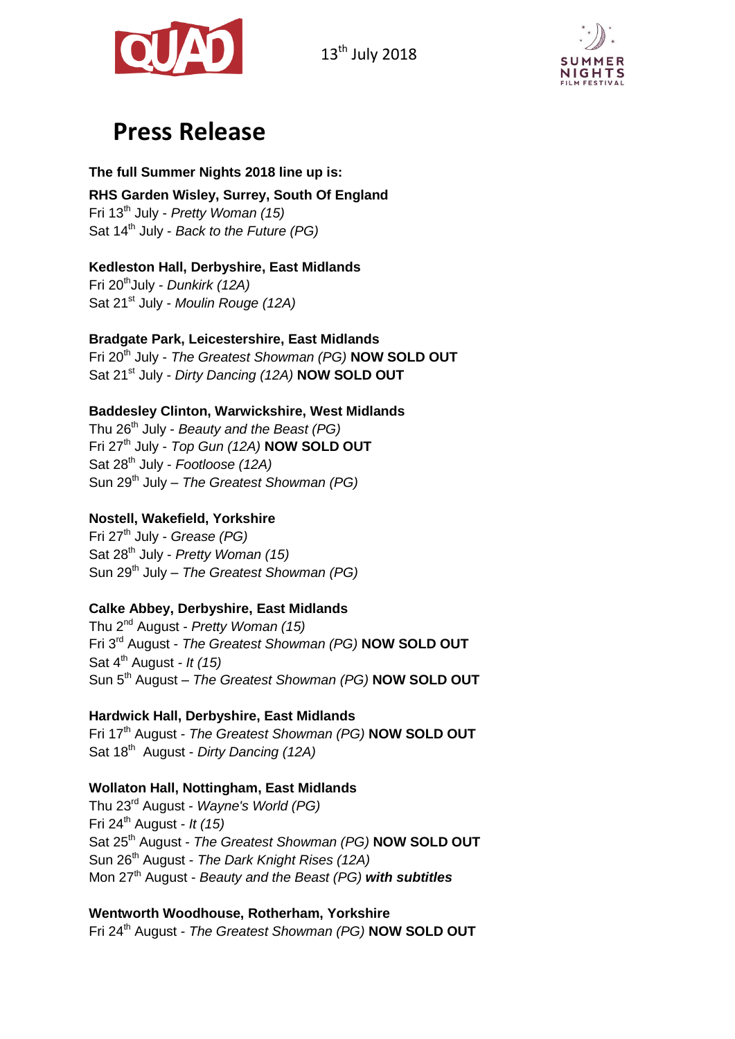13th July 2018

# Press Release

**The full Summer Nights 2018 line up is:**

**RHS Garden Wisley, Surrey, South Of England**
Fri 13th July - *Pretty Woman (15)*
Sat 14th July - *Back to the Future (PG)*

**Kedleston Hall, Derbyshire, East Midlands**
Fri 20th July - *Dunkirk (12A)*
Sat 21st July - *Moulin Rouge (12A)*

**Bradgate Park, Leicestershire, East Midlands**
Fri 20th July - *The Greatest Showman (PG)* **NOW SOLD OUT**
Sat 21st July - *Dirty Dancing (12A)* **NOW SOLD OUT**

**Baddesley Clinton, Warwickshire, West Midlands**
Thu 26th July - *Beauty and the Beast (PG)*
Fri 27th July - *Top Gun (12A)* **NOW SOLD OUT**
Sat 28th July - *Footloose (12A)*
Sun 29th July – *The Greatest Showman (PG)*

**Nostell, Wakefield, Yorkshire**
Fri 27th July - *Grease (PG)*
Sat 28th July - *Pretty Woman (15)*
Sun 29th July – *The Greatest Showman (PG)*

**Calke Abbey, Derbyshire, East Midlands**
Thu 2nd August - *Pretty Woman (15)*
Fri 3rd August - *The Greatest Showman (PG)* **NOW SOLD OUT**
Sat 4th August - *It (15)*
Sun 5th August – *The Greatest Showman (PG)* **NOW SOLD OUT**

**Hardwick Hall, Derbyshire, East Midlands**
Fri 17th August - *The Greatest Showman (PG)* **NOW SOLD OUT**
Sat 18th August - *Dirty Dancing (12A)*

**Wollaton Hall, Nottingham, East Midlands**
Thu 23rd August - *Wayne's World (PG)*
Fri 24th August - *It (15)*
Sat 25th August - *The Greatest Showman (PG)* **NOW SOLD OUT**
Sun 26th August - *The Dark Knight Rises (12A)*
Mon 27th August - *Beauty and the Beast (PG)* ***with subtitles***

**Wentworth Woodhouse, Rotherham, Yorkshire**
Fri 24th August - *The Greatest Showman (PG)* **NOW SOLD OUT**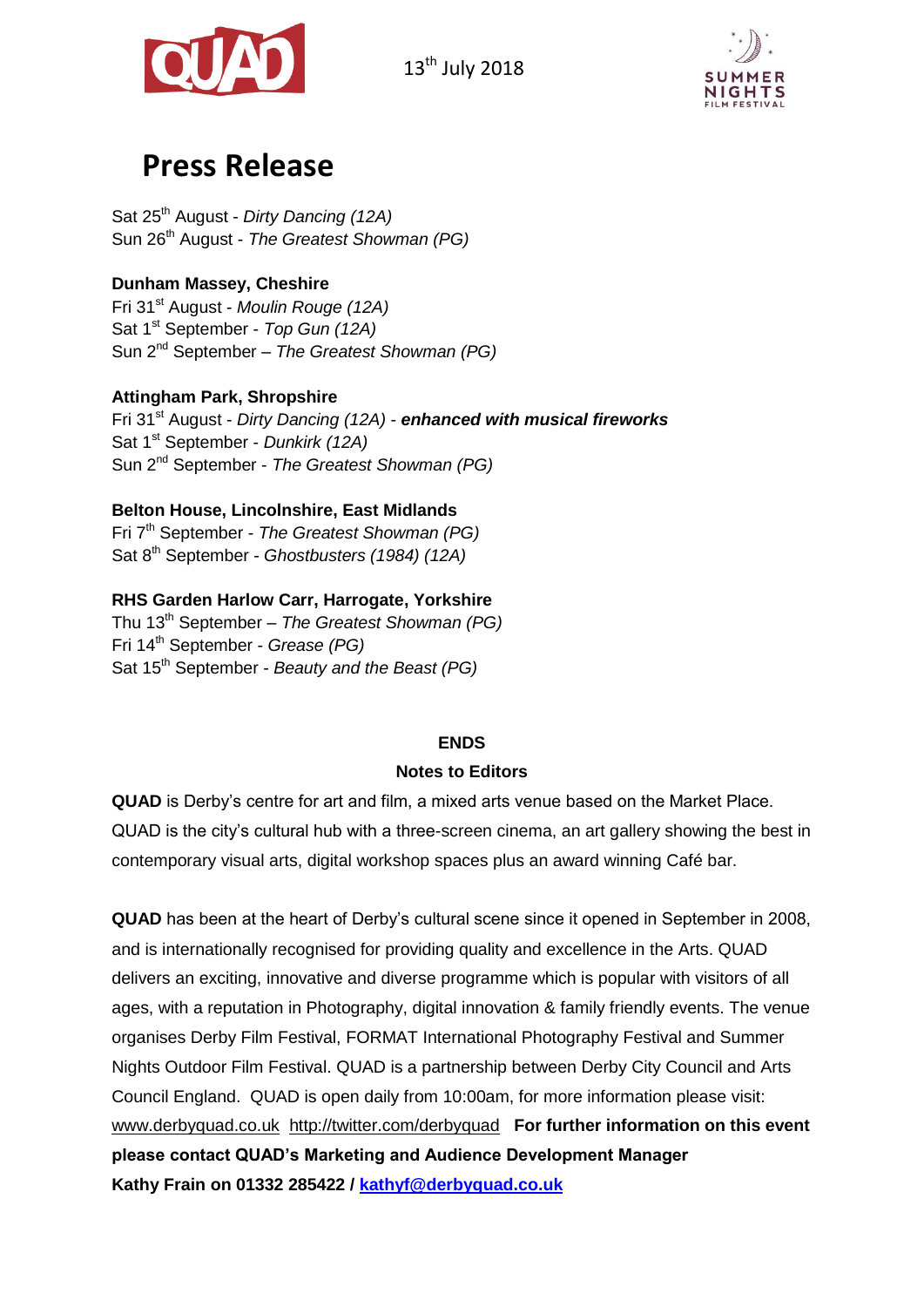13th July 2018

# Press Release

Sat 25th August - *Dirty Dancing (12A)*
Sun 26th August - *The Greatest Showman (PG)*

**Dunham Massey, Cheshire**
Fri 31st August - *Moulin Rouge (12A)*
Sat 1st September - *Top Gun (12A)*
Sun 2nd September – *The Greatest Showman (PG)*

**Attingham Park, Shropshire**
Fri 31st August - *Dirty Dancing (12A)* - ***enhanced with musical fireworks***
Sat 1st September - *Dunkirk (12A)*
Sun 2nd September - *The Greatest Showman (PG)*

**Belton House, Lincolnshire, East Midlands**
Fri 7th September - *The Greatest Showman (PG)*
Sat 8th September - *Ghostbusters (1984) (12A)*

**RHS Garden Harlow Carr, Harrogate, Yorkshire**
Thu 13th September – *The Greatest Showman (PG)*
Fri 14th September - *Grease (PG)*
Sat 15th September - *Beauty and the Beast (PG)*

**ENDS**

**Notes to Editors**

**QUAD** is Derby's centre for art and film, a mixed arts venue based on the Market Place. QUAD is the city's cultural hub with a three-screen cinema, an art gallery showing the best in contemporary visual arts, digital workshop spaces plus an award winning Café bar.

**QUAD** has been at the heart of Derby's cultural scene since it opened in September in 2008, and is internationally recognised for providing quality and excellence in the Arts. QUAD delivers an exciting, innovative and diverse programme which is popular with visitors of all ages, with a reputation in Photography, digital innovation & family friendly events. The venue organises Derby Film Festival, FORMAT International Photography Festival and Summer Nights Outdoor Film Festival. QUAD is a partnership between Derby City Council and Arts Council England. QUAD is open daily from 10:00am, for more information please visit: www.derbyquad.co.uk http://twitter.com/derbyquad **For further information on this event please contact QUAD's Marketing and Audience Development Manager Kathy Frain on 01332 285422 / kathyf@derbyquad.co.uk**